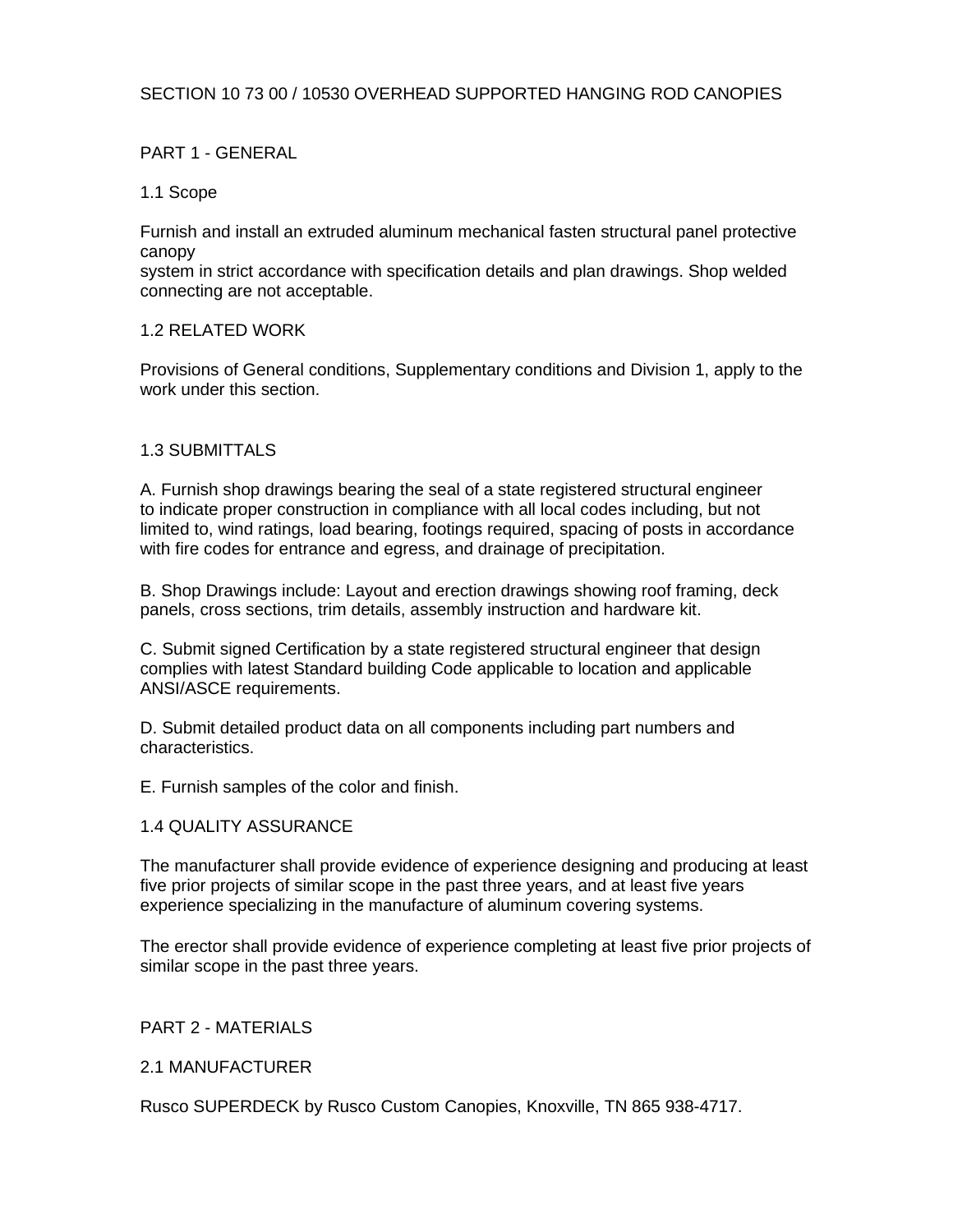# SECTION 10 73 00 / 10530 OVERHEAD SUPPORTED HANGING ROD CANOPIES

## PART 1 - GENERAL

### 1.1 Scope

Furnish and install an extruded aluminum mechanical fasten structural panel protective canopy system in strict accordance with specification details and plan drawings. Shop welded connecting are not acceptable.

### 1.2 RELATED WORK

Provisions of General conditions, Supplementary conditions and Division 1, apply to the work under this section.

### 1.3 SUBMITTALS

A. Furnish shop drawings bearing the seal of a state registered structural engineer to indicate proper construction in compliance with all local codes including, but not limited to, wind ratings, load bearing, footings required, spacing of posts in accordance with fire codes for entrance and egress, and drainage of precipitation.

B. Shop Drawings include: Layout and erection drawings showing roof framing, deck panels, cross sections, trim details, assembly instruction and hardware kit.

C. Submit signed Certification by a state registered structural engineer that design complies with latest Standard building Code applicable to location and applicable ANSI/ASCE requirements.

D. Submit detailed product data on all components including part numbers and characteristics.

E. Furnish samples of the color and finish.

### 1.4 QUALITY ASSURANCE

The manufacturer shall provide evidence of experience designing and producing at least five prior projects of similar scope in the past three years, and at least five years experience specializing in the manufacture of aluminum covering systems.

The erector shall provide evidence of experience completing at least five prior projects of similar scope in the past three years.

## PART 2 - MATERIALS

### 2.1 MANUFACTURER

Rusco SUPERDECK by Rusco Custom Canopies, Knoxville, TN 865 938-4717.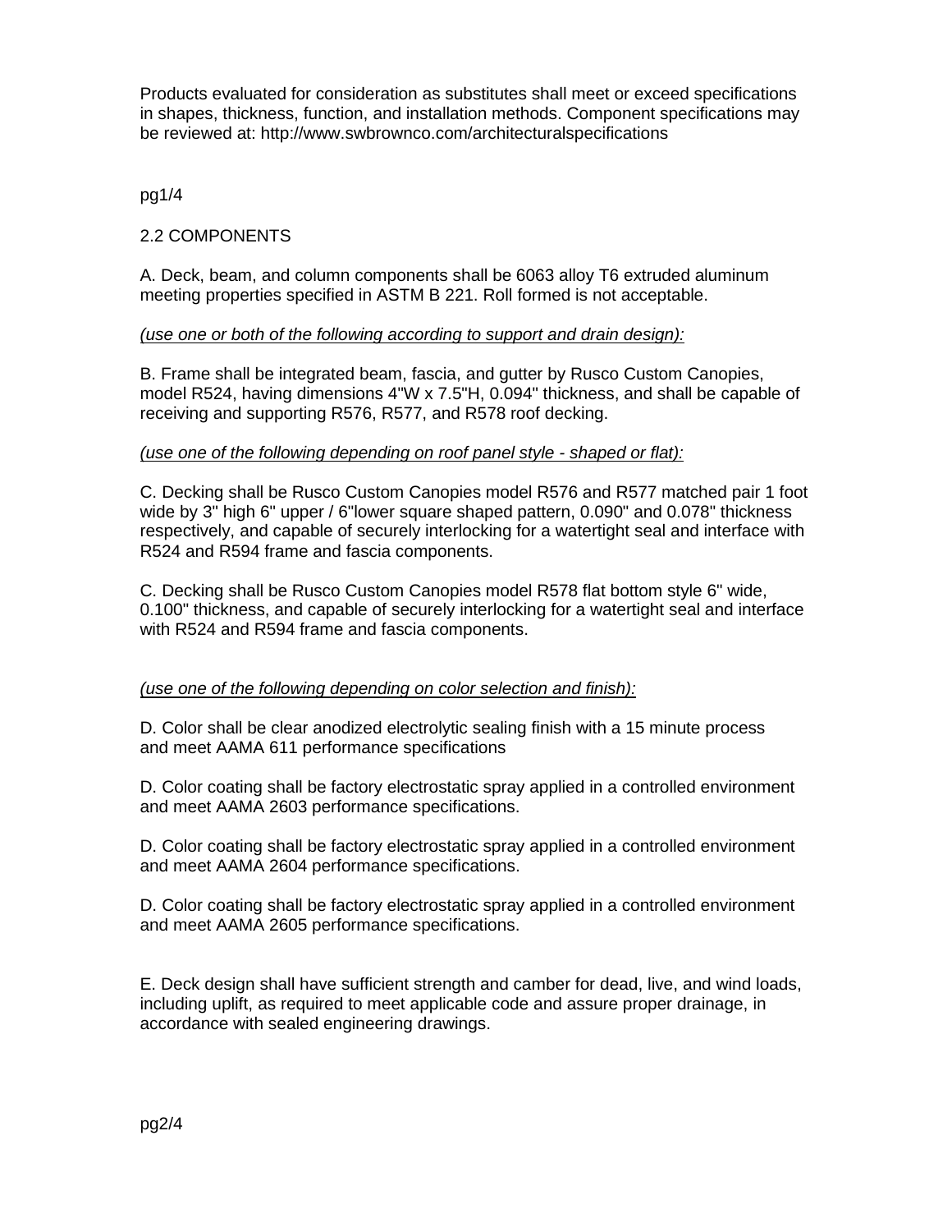Products evaluated for consideration as substitutes shall meet or exceed specifications in shapes, thickness, function, and installation methods. Component specifications may be reviewed at: http://www.swbrownco.com/architecturalspecifications

## 2.2 COMPONENTS

A. Deck, beam, and column components shall be 6063 alloy T6 extruded aluminum meeting properties specified in ASTM B 221. Roll formed is not acceptable.

*(use one or both of the following according to support and drain design):*

B. Frame shall be integrated beam, fascia, and gutter by Rusco Custom Canopies, model R524, having dimensions 4"W x 7.5"H, 0.094" thickness, and shall be capable of receiving and supporting R576, R577, and R578 roof decking.

*(use one of the following depending on roof panel style - shaped or flat):*

C. Decking shall be Rusco Custom Canopies model R576 and R577 matched pair 1 foot wide by 3" high 6" upper / 6"lower square shaped pattern, 0.090" and 0.078" thickness respectively, and capable of securely interlocking for a watertight seal and interface with R524 and R594 frame and fascia components.

C. Decking shall be Rusco Custom Canopies model R578 flat bottom style 6" wide, 0.100" thickness, and capable of securely interlocking for a watertight seal and interface with R524 and R594 frame and fascia components.

*(use one of the following depending on color selection and finish):*

D. Color shall be clear anodized electrolytic sealing finish with a 15 minute process and meet AAMA 611 performance specifications

D. Color coating shall be factory electrostatic spray applied in a controlled environment and meet AAMA 2603 performance specifications.

D. Color coating shall be factory electrostatic spray applied in a controlled environment and meet AAMA 2604 performance specifications.

D. Color coating shall be factory electrostatic spray applied in a controlled environment and meet AAMA 2605 performance specifications.

E. Deck design shall have sufficient strength and camber for dead, live, and wind loads, including uplift, as required to meet applicable code and assure proper drainage, in accordance with sealed engineering drawings.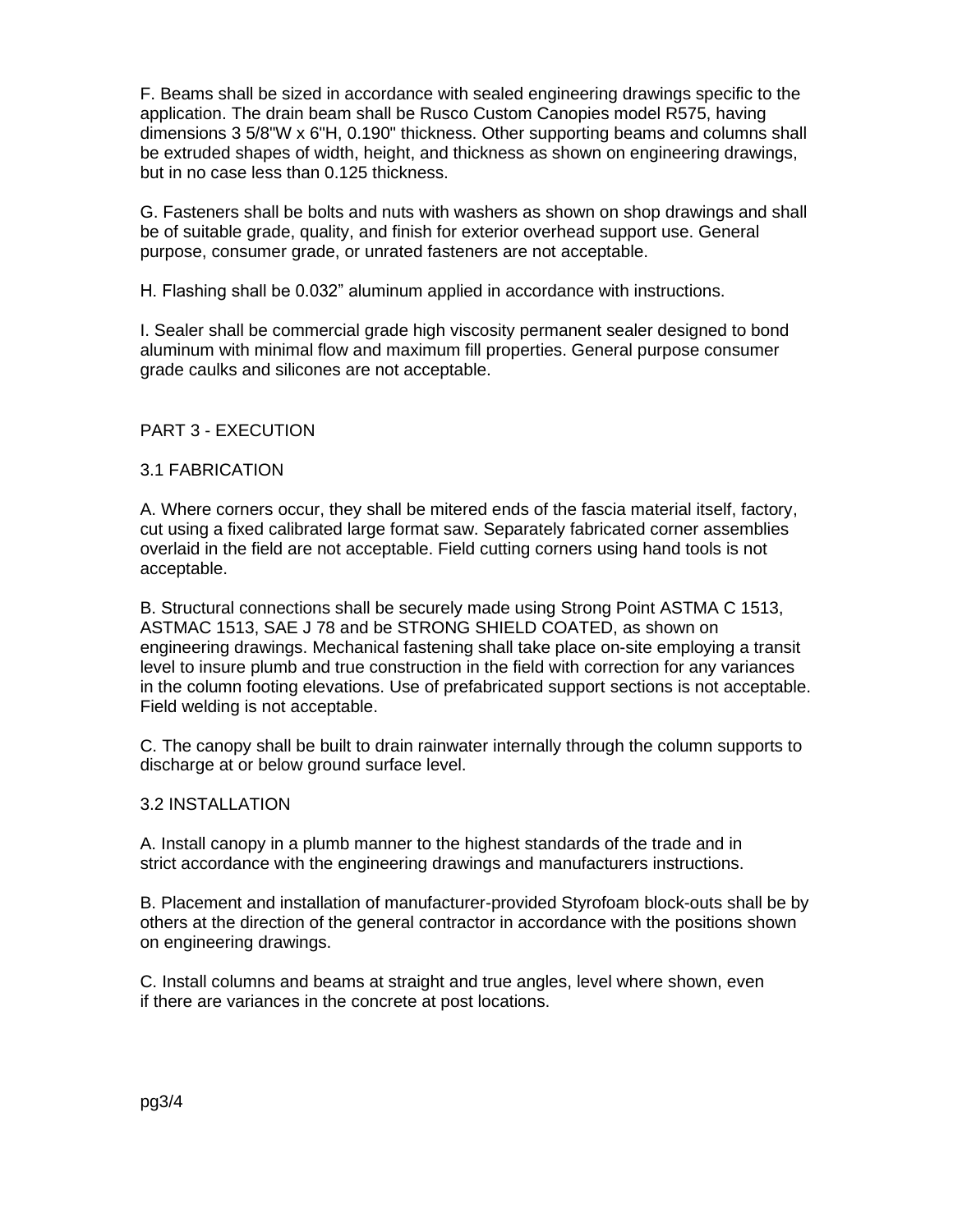F. Beams shall be sized in accordance with sealed engineering drawings specific to the application. The drain beam shall be Rusco Custom Canopies model R575, having dimensions 3 5/8"W x 6"H, 0.190" thickness. Other supporting beams and columns shall be extruded shapes of width, height, and thickness as shown on engineering drawings, but in no case less than 0.125 thickness.

G. Fasteners shall be bolts and nuts with washers as shown on shop drawings and shall be of suitable grade, quality, and finish for exterior overhead support use. General purpose, consumer grade, or unrated fasteners are not acceptable.

H. Flashing shall be 0.032” aluminum applied in accordance with instructions.

I. Sealer shall be commercial grade high viscosity permanent sealer designed to bond aluminum with minimal flow and maximum fill properties. General purpose consumer grade caulks and silicones are not acceptable.

## PART 3 - EXECUTION

### 3.1 FABRICATION

A. Where corners occur, they shall be mitered ends of the fascia material itself, factory, cut using a fixed calibrated large format saw. Separately fabricated corner assemblies overlaid in the field are not acceptable. Field cutting corners using hand tools is not acceptable.

B. Structural connections shall be securely made using Strong Point ASTMA C 1513, ASTMAC 1513, SAE J 78 and be STRONG SHIELD COATED, as shown on engineering drawings. Mechanical fastening shall take place on-site employing a transit level to insure plumb and true construction in the field with correction for any variances in the column footing elevations. Use of prefabricated support sections is not acceptable. Field welding is not acceptable.

C. The canopy shall be built to drain rainwater internally through the column supports to discharge at or below ground surface level.

### 3.2 INSTALLATION

A. Install canopy in a plumb manner to the highest standards of the trade and in strict accordance with the engineering drawings and manufacturers instructions.

B. Placement and installation of manufacturer-provided Styrofoam block-outs shall be by others at the direction of the general contractor in accordance with the positions shown on engineering drawings.

C. Install columns and beams at straight and true angles, level where shown, even if there are variances in the concrete at post locations.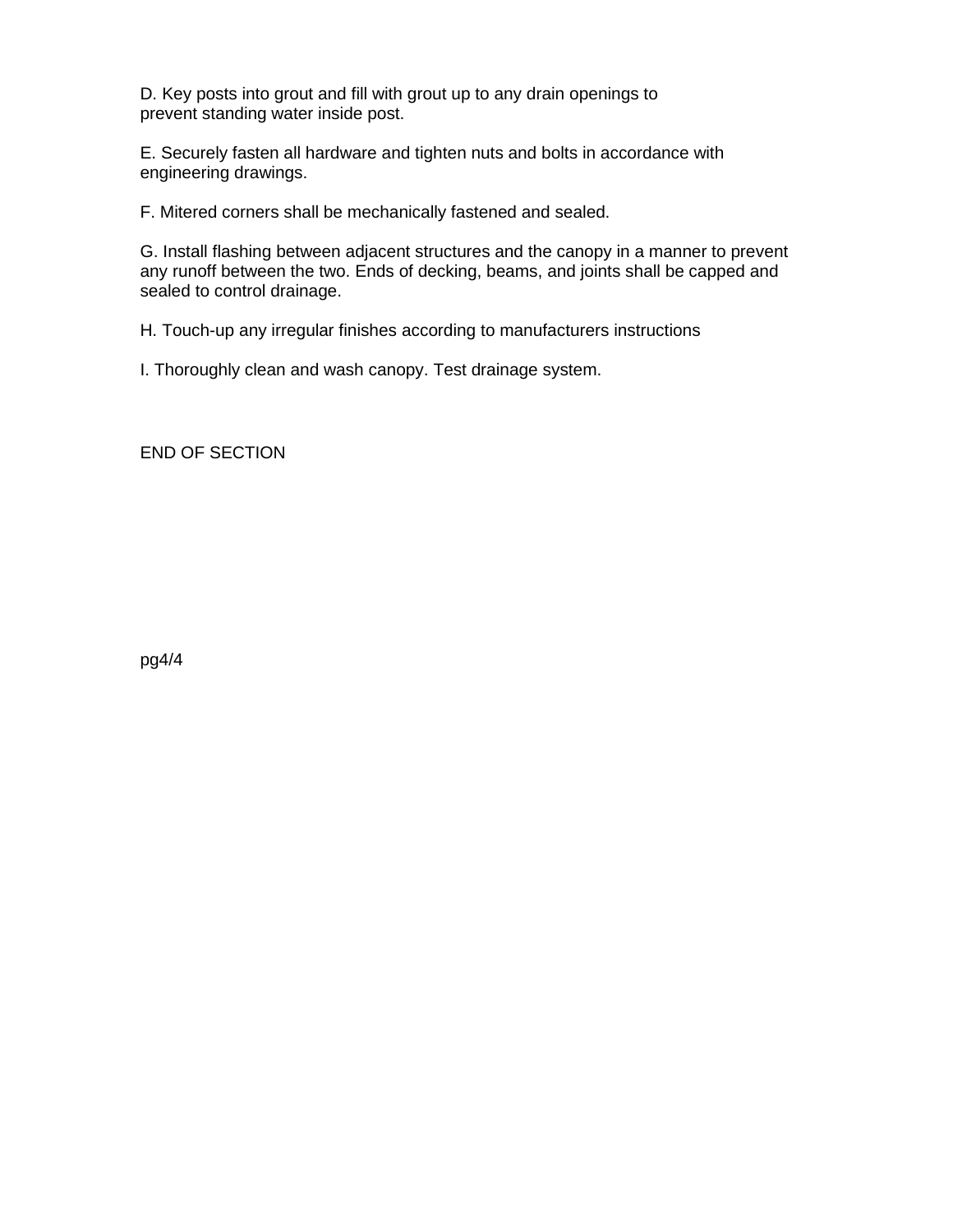D. Key posts into grout and fill with grout up to any drain openings to prevent standing water inside post.

E. Securely fasten all hardware and tighten nuts and bolts in accordance with engineering drawings.

F. Mitered corners shall be mechanically fastened and sealed.

G. Install flashing between adjacent structures and the canopy in a manner to prevent any runoff between the two. Ends of decking, beams, and joints shall be capped and sealed to control drainage.

H. Touch-up any irregular finishes according to manufacturers instructions

I. Thoroughly clean and wash canopy. Test drainage system.

END OF SECTION